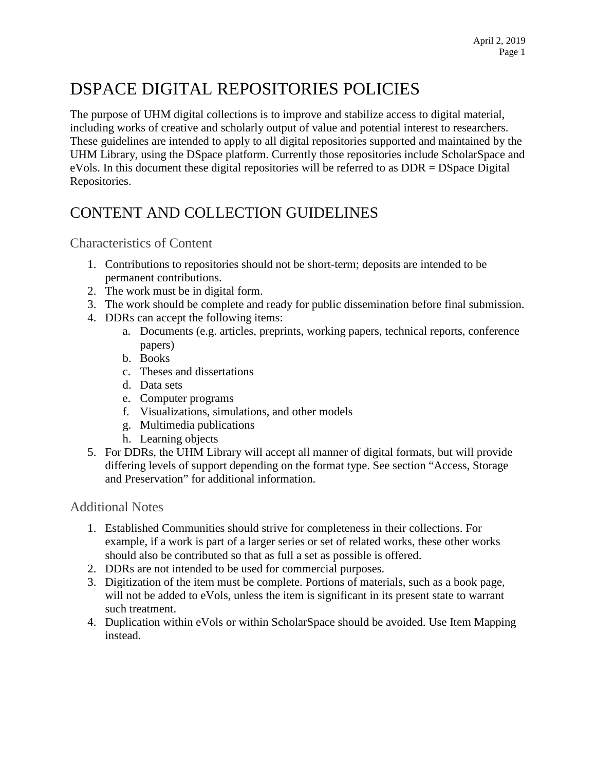# DSPACE DIGITAL REPOSITORIES POLICIES

The purpose of UHM digital collections is to improve and stabilize access to digital material, including works of creative and scholarly output of value and potential interest to researchers. These guidelines are intended to apply to all digital repositories supported and maintained by the UHM Library, using the DSpace platform. Currently those repositories include ScholarSpace and eVols. In this document these digital repositories will be referred to as DDR = DSpace Digital Repositories.

# CONTENT AND COLLECTION GUIDELINES

## Characteristics of Content

1. Contributions to repositories should not be short-term; deposits are intended to be permanent contributions.
2. The work must be in digital form.
3. The work should be complete and ready for public dissemination before final submission.
4. DDRs can accept the following items:
   a. Documents (e.g. articles, preprints, working papers, technical reports, conference papers)
   b. Books
   c. Theses and dissertations
   d. Data sets
   e. Computer programs
   f. Visualizations, simulations, and other models
   g. Multimedia publications
   h. Learning objects
5. For DDRs, the UHM Library will accept all manner of digital formats, but will provide differing levels of support depending on the format type. See section "Access, Storage and Preservation" for additional information.

## Additional Notes

1. Established Communities should strive for completeness in their collections. For example, if a work is part of a larger series or set of related works, these other works should also be contributed so that as full a set as possible is offered.
2. DDRs are not intended to be used for commercial purposes.
3. Digitization of the item must be complete. Portions of materials, such as a book page, will not be added to eVols, unless the item is significant in its present state to warrant such treatment.
4. Duplication within eVols or within ScholarSpace should be avoided. Use Item Mapping instead.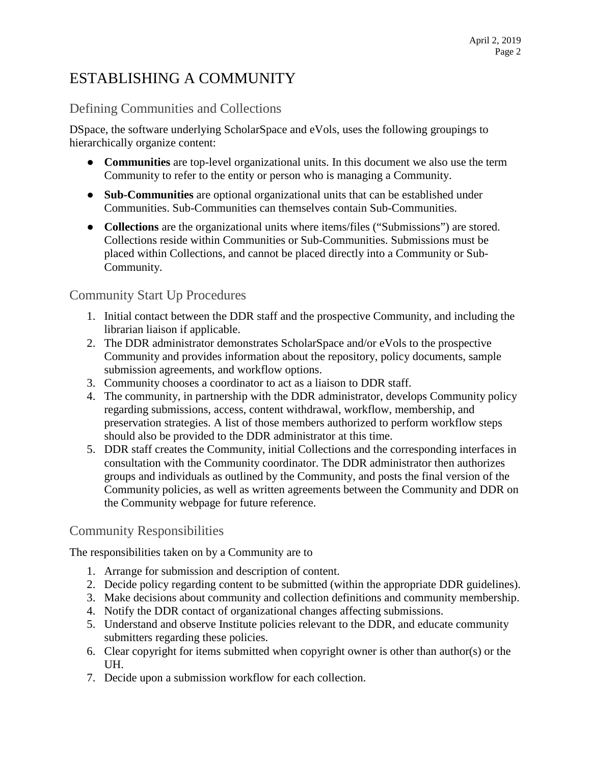# ESTABLISHING A COMMUNITY

## Defining Communities and Collections

DSpace, the software underlying ScholarSpace and eVols, uses the following groupings to hierarchically organize content:

- **Communities** are top-level organizational units. In this document we also use the term Community to refer to the entity or person who is managing a Community.
- **Sub-Communities** are optional organizational units that can be established under Communities. Sub-Communities can themselves contain Sub-Communities.
- **Collections** are the organizational units where items/files ("Submissions") are stored. Collections reside within Communities or Sub-Communities. Submissions must be placed within Collections, and cannot be placed directly into a Community or Sub-Community.

## Community Start Up Procedures

1. Initial contact between the DDR staff and the prospective Community, and including the librarian liaison if applicable.
2. The DDR administrator demonstrates ScholarSpace and/or eVols to the prospective Community and provides information about the repository, policy documents, sample submission agreements, and workflow options.
3. Community chooses a coordinator to act as a liaison to DDR staff.
4. The community, in partnership with the DDR administrator, develops Community policy regarding submissions, access, content withdrawal, workflow, membership, and preservation strategies. A list of those members authorized to perform workflow steps should also be provided to the DDR administrator at this time.
5. DDR staff creates the Community, initial Collections and the corresponding interfaces in consultation with the Community coordinator. The DDR administrator then authorizes groups and individuals as outlined by the Community, and posts the final version of the Community policies, as well as written agreements between the Community and DDR on the Community webpage for future reference.

## Community Responsibilities

The responsibilities taken on by a Community are to

1. Arrange for submission and description of content.
2. Decide policy regarding content to be submitted (within the appropriate DDR guidelines).
3. Make decisions about community and collection definitions and community membership.
4. Notify the DDR contact of organizational changes affecting submissions.
5. Understand and observe Institute policies relevant to the DDR, and educate community submitters regarding these policies.
6. Clear copyright for items submitted when copyright owner is other than author(s) or the UH.
7. Decide upon a submission workflow for each collection.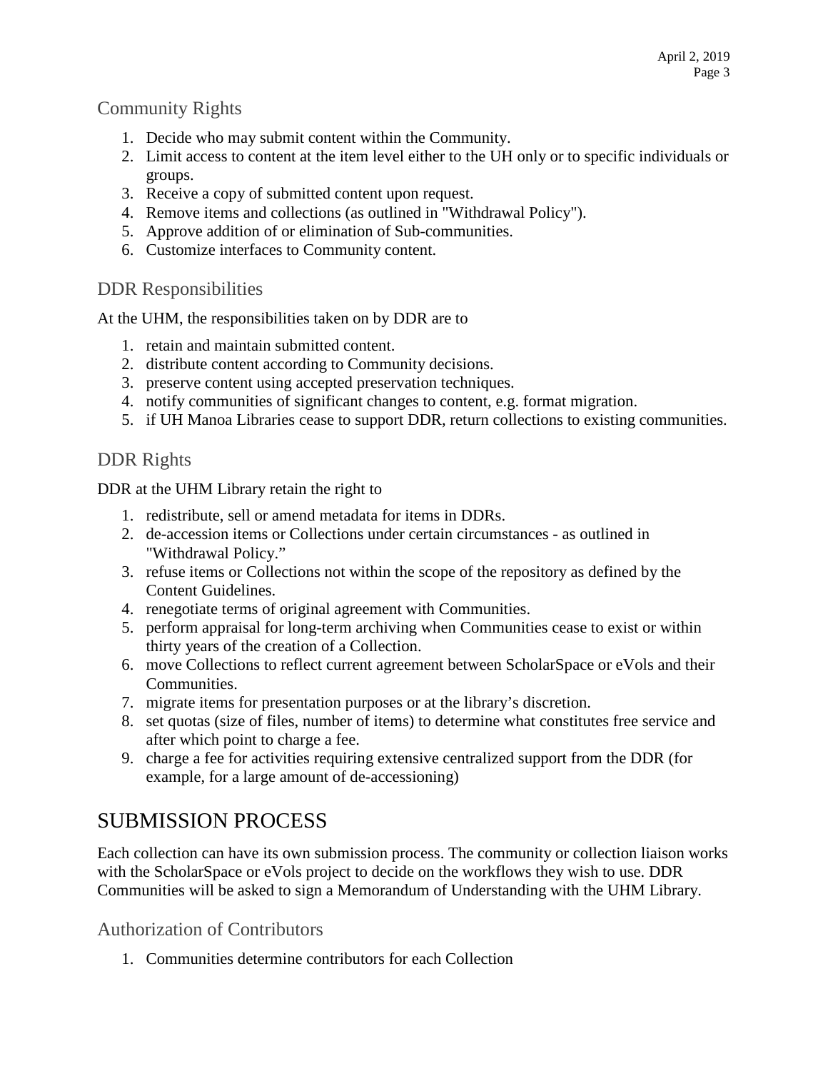## Community Rights

1. Decide who may submit content within the Community.
2. Limit access to content at the item level either to the UH only or to specific individuals or groups.
3. Receive a copy of submitted content upon request.
4. Remove items and collections (as outlined in "Withdrawal Policy").
5. Approve addition of or elimination of Sub-communities.
6. Customize interfaces to Community content.

## DDR Responsibilities

At the UHM, the responsibilities taken on by DDR are to

1. retain and maintain submitted content.
2. distribute content according to Community decisions.
3. preserve content using accepted preservation techniques.
4. notify communities of significant changes to content, e.g. format migration.
5. if UH Manoa Libraries cease to support DDR, return collections to existing communities.

## DDR Rights

DDR at the UHM Library retain the right to

1. redistribute, sell or amend metadata for items in DDRs.
2. de-accession items or Collections under certain circumstances - as outlined in "Withdrawal Policy."
3. refuse items or Collections not within the scope of the repository as defined by the Content Guidelines.
4. renegotiate terms of original agreement with Communities.
5. perform appraisal for long-term archiving when Communities cease to exist or within thirty years of the creation of a Collection.
6. move Collections to reflect current agreement between ScholarSpace or eVols and their Communities.
7. migrate items for presentation purposes or at the library's discretion.
8. set quotas (size of files, number of items) to determine what constitutes free service and after which point to charge a fee.
9. charge a fee for activities requiring extensive centralized support from the DDR (for example, for a large amount of de-accessioning)

# SUBMISSION PROCESS

Each collection can have its own submission process. The community or collection liaison works with the ScholarSpace or eVols project to decide on the workflows they wish to use. DDR Communities will be asked to sign a Memorandum of Understanding with the UHM Library.

## Authorization of Contributors

1. Communities determine contributors for each Collection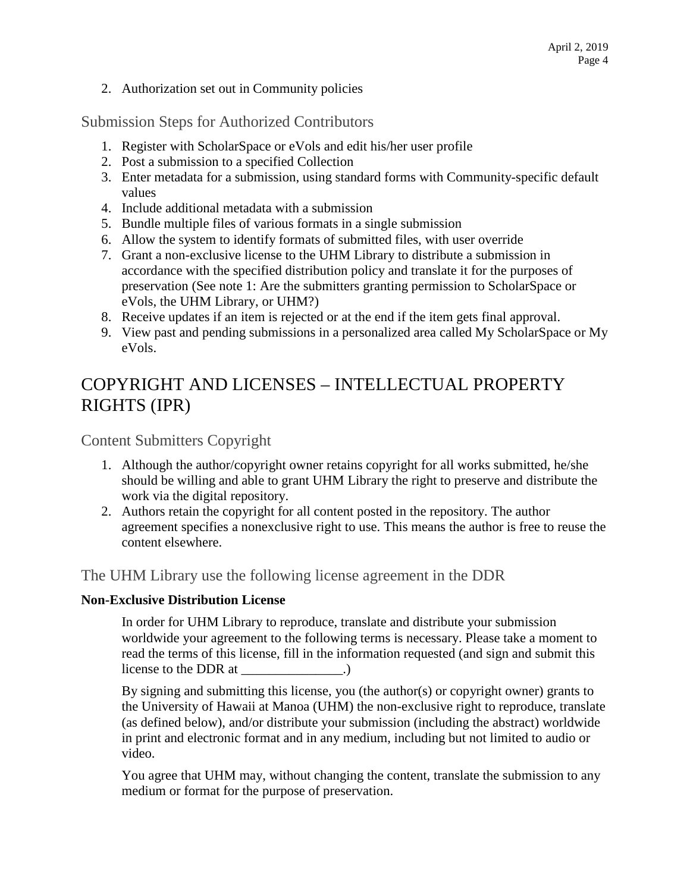2. Authorization set out in Community policies

## Submission Steps for Authorized Contributors

1. Register with ScholarSpace or eVols and edit his/her user profile
2. Post a submission to a specified Collection
3. Enter metadata for a submission, using standard forms with Community-specific default values
4. Include additional metadata with a submission
5. Bundle multiple files of various formats in a single submission
6. Allow the system to identify formats of submitted files, with user override
7. Grant a non-exclusive license to the UHM Library to distribute a submission in accordance with the specified distribution policy and translate it for the purposes of preservation (See note 1: Are the submitters granting permission to ScholarSpace or eVols, the UHM Library, or UHM?)
8. Receive updates if an item is rejected or at the end if the item gets final approval.
9. View past and pending submissions in a personalized area called My ScholarSpace or My eVols.

# COPYRIGHT AND LICENSES – INTELLECTUAL PROPERTY RIGHTS (IPR)

## Content Submitters Copyright

1. Although the author/copyright owner retains copyright for all works submitted, he/she should be willing and able to grant UHM Library the right to preserve and distribute the work via the digital repository.
2. Authors retain the copyright for all content posted in the repository. The author agreement specifies a nonexclusive right to use. This means the author is free to reuse the content elsewhere.

## The UHM Library use the following license agreement in the DDR

**Non-Exclusive Distribution License**

> In order for UHM Library to reproduce, translate and distribute your submission worldwide your agreement to the following terms is necessary. Please take a moment to read the terms of this license, fill in the information requested (and sign and submit this license to the DDR at _______________.)
>
> By signing and submitting this license, you (the author(s) or copyright owner) grants to the University of Hawaii at Manoa (UHM) the non-exclusive right to reproduce, translate (as defined below), and/or distribute your submission (including the abstract) worldwide in print and electronic format and in any medium, including but not limited to audio or video.
>
> You agree that UHM may, without changing the content, translate the submission to any medium or format for the purpose of preservation.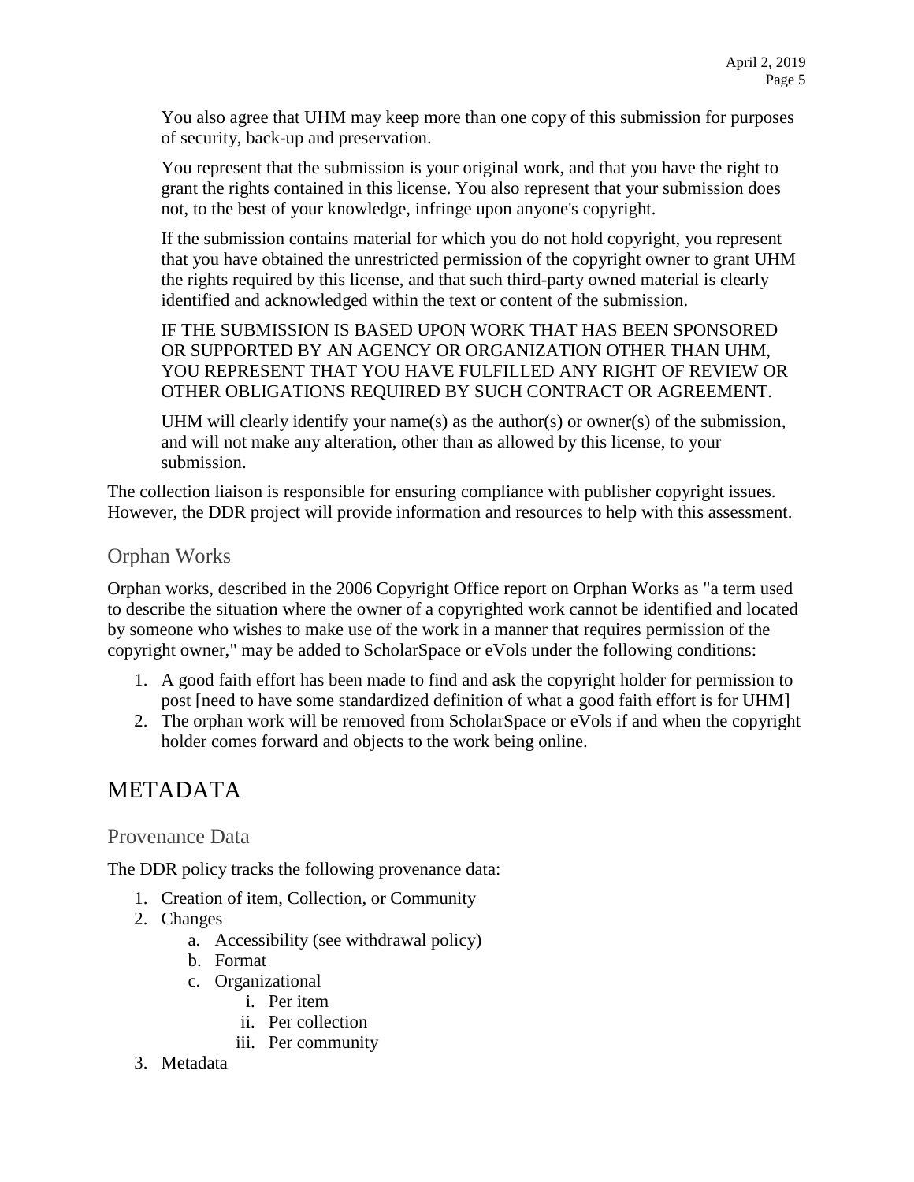You also agree that UHM may keep more than one copy of this submission for purposes of security, back-up and preservation.

You represent that the submission is your original work, and that you have the right to grant the rights contained in this license. You also represent that your submission does not, to the best of your knowledge, infringe upon anyone's copyright.

If the submission contains material for which you do not hold copyright, you represent that you have obtained the unrestricted permission of the copyright owner to grant UHM the rights required by this license, and that such third-party owned material is clearly identified and acknowledged within the text or content of the submission.

IF THE SUBMISSION IS BASED UPON WORK THAT HAS BEEN SPONSORED OR SUPPORTED BY AN AGENCY OR ORGANIZATION OTHER THAN UHM, YOU REPRESENT THAT YOU HAVE FULFILLED ANY RIGHT OF REVIEW OR OTHER OBLIGATIONS REQUIRED BY SUCH CONTRACT OR AGREEMENT.

UHM will clearly identify your name(s) as the author(s) or owner(s) of the submission, and will not make any alteration, other than as allowed by this license, to your submission.

The collection liaison is responsible for ensuring compliance with publisher copyright issues. However, the DDR project will provide information and resources to help with this assessment.

### Orphan Works

Orphan works, described in the 2006 Copyright Office report on Orphan Works as "a term used to describe the situation where the owner of a copyrighted work cannot be identified and located by someone who wishes to make use of the work in a manner that requires permission of the copyright owner," may be added to ScholarSpace or eVols under the following conditions:

1. A good faith effort has been made to find and ask the copyright holder for permission to post [need to have some standardized definition of what a good faith effort is for UHM]
2. The orphan work will be removed from ScholarSpace or eVols if and when the copyright holder comes forward and objects to the work being online.

## METADATA

### Provenance Data

The DDR policy tracks the following provenance data:

1. Creation of item, Collection, or Community
2. Changes
    a. Accessibility (see withdrawal policy)
    b. Format
    c. Organizational
        i. Per item
        ii. Per collection
        iii. Per community
3. Metadata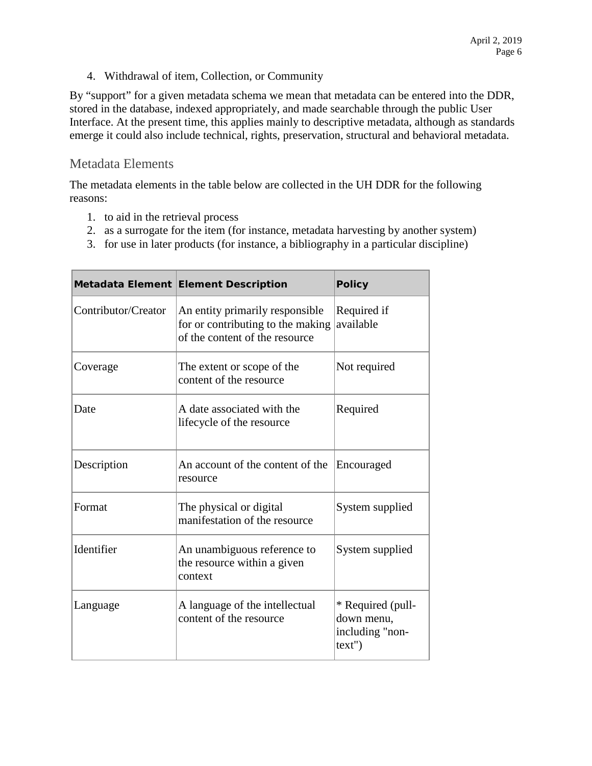4. Withdrawal of item, Collection, or Community

By "support" for a given metadata schema we mean that metadata can be entered into the DDR, stored in the database, indexed appropriately, and made searchable through the public User Interface. At the present time, this applies mainly to descriptive metadata, although as standards emerge it could also include technical, rights, preservation, structural and behavioral metadata.

## Metadata Elements

The metadata elements in the table below are collected in the UH DDR for the following reasons:

1. to aid in the retrieval process
2. as a surrogate for the item (for instance, metadata harvesting by another system)
3. for use in later products (for instance, a bibliography in a particular discipline)

| Metadata Element | Element Description | Policy |
|---|---|---|
| Contributor/Creator | An entity primarily responsible for or contributing to the making of the content of the resource | Required if available |
| Coverage | The extent or scope of the content of the resource | Not required |
| Date | A date associated with the lifecycle of the resource | Required |
| Description | An account of the content of the resource | Encouraged |
| Format | The physical or digital manifestation of the resource | System supplied |
| Identifier | An unambiguous reference to the resource within a given context | System supplied |
| Language | A language of the intellectual content of the resource | * Required (pull-down menu, including "non-text") |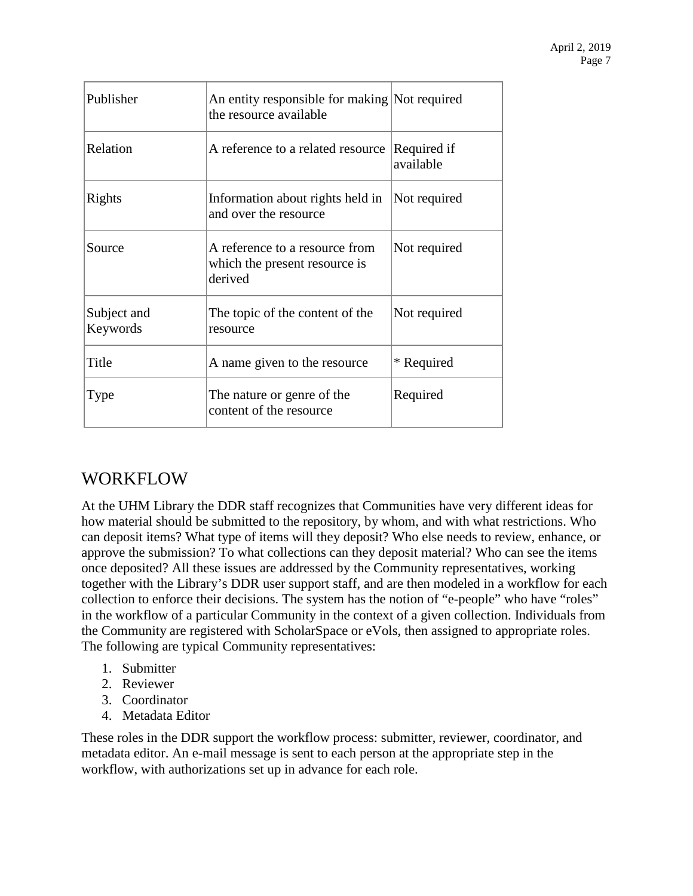| Publisher | An entity responsible for making the resource available | Not required |
| --- | --- | --- |
| Relation | A reference to a related resource | Required if available |
| Rights | Information about rights held in and over the resource | Not required |
| Source | A reference to a resource from which the present resource is derived | Not required |
| Subject and Keywords | The topic of the content of the resource | Not required |
| Title | A name given to the resource | * Required |
| Type | The nature or genre of the content of the resource | Required |

# WORKFLOW

At the UHM Library the DDR staff recognizes that Communities have very different ideas for how material should be submitted to the repository, by whom, and with what restrictions. Who can deposit items? What type of items will they deposit? Who else needs to review, enhance, or approve the submission? To what collections can they deposit material? Who can see the items once deposited? All these issues are addressed by the Community representatives, working together with the Library's DDR user support staff, and are then modeled in a workflow for each collection to enforce their decisions. The system has the notion of "e-people" who have "roles" in the workflow of a particular Community in the context of a given collection. Individuals from the Community are registered with ScholarSpace or eVols, then assigned to appropriate roles. The following are typical Community representatives:

1. Submitter
2. Reviewer
3. Coordinator
4. Metadata Editor

These roles in the DDR support the workflow process: submitter, reviewer, coordinator, and metadata editor. An e-mail message is sent to each person at the appropriate step in the workflow, with authorizations set up in advance for each role.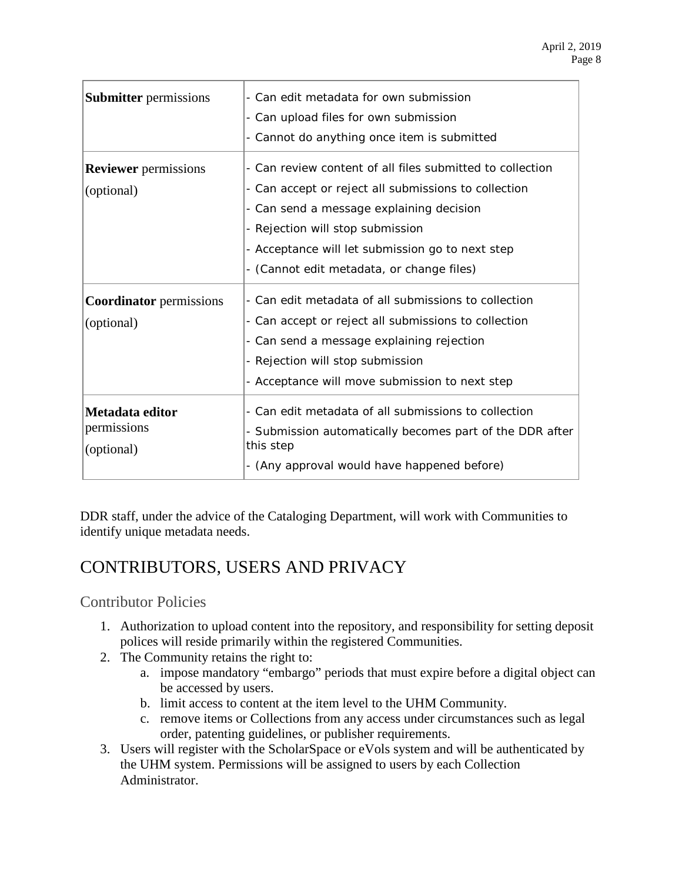| | |
|---|---|
| **Submitter** permissions | - Can edit metadata for own submission<br>- Can upload files for own submission<br>- Cannot do anything once item is submitted |
| **Reviewer** permissions (optional) | - Can review content of all files submitted to collection<br>- Can accept or reject all submissions to collection<br>- Can send a message explaining decision<br>- Rejection will stop submission<br>- Acceptance will let submission go to next step<br>- (Cannot edit metadata, or change files) |
| **Coordinator** permissions (optional) | - Can edit metadata of all submissions to collection<br>- Can accept or reject all submissions to collection<br>- Can send a message explaining rejection<br>- Rejection will stop submission<br>- Acceptance will move submission to next step |
| **Metadata editor** permissions (optional) | - Can edit metadata of all submissions to collection<br>- Submission automatically becomes part of the DDR after this step<br>- (Any approval would have happened before) |

DDR staff, under the advice of the Cataloging Department, will work with Communities to identify unique metadata needs.

# CONTRIBUTORS, USERS AND PRIVACY

## Contributor Policies

1. Authorization to upload content into the repository, and responsibility for setting deposit polices will reside primarily within the registered Communities.
2. The Community retains the right to:
    a. impose mandatory "embargo" periods that must expire before a digital object can be accessed by users.
    b. limit access to content at the item level to the UHM Community.
    c. remove items or Collections from any access under circumstances such as legal order, patenting guidelines, or publisher requirements.
3. Users will register with the ScholarSpace or eVols system and will be authenticated by the UHM system. Permissions will be assigned to users by each Collection Administrator.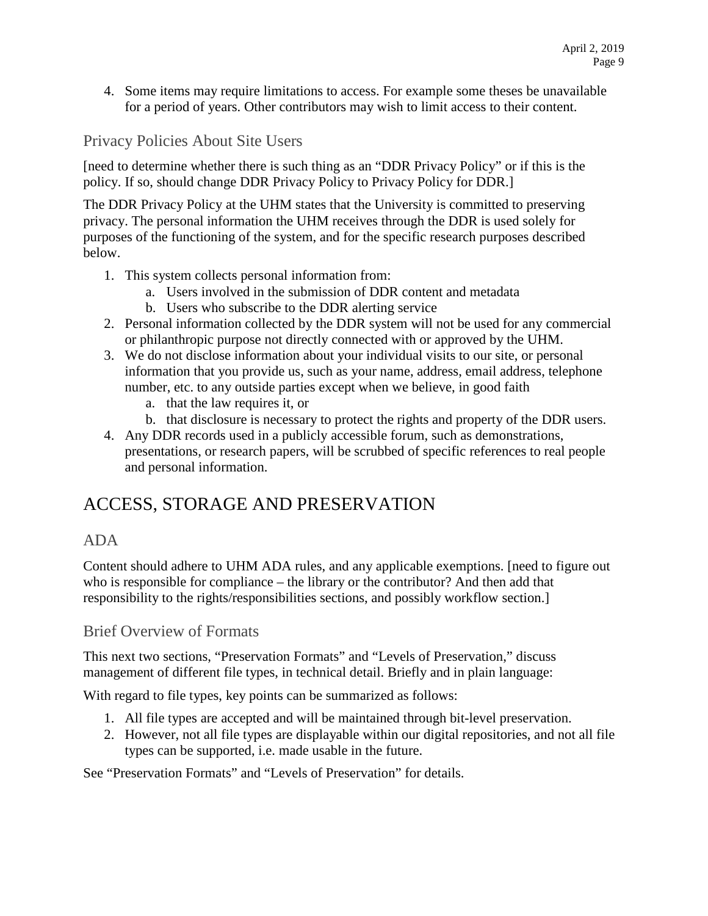4. Some items may require limitations to access. For example some theses be unavailable for a period of years. Other contributors may wish to limit access to their content.

### Privacy Policies About Site Users

[need to determine whether there is such thing as an "DDR Privacy Policy" or if this is the policy. If so, should change DDR Privacy Policy to Privacy Policy for DDR.]

The DDR Privacy Policy at the UHM states that the University is committed to preserving privacy. The personal information the UHM receives through the DDR is used solely for purposes of the functioning of the system, and for the specific research purposes described below.

1. This system collects personal information from:
   a. Users involved in the submission of DDR content and metadata
   b. Users who subscribe to the DDR alerting service
2. Personal information collected by the DDR system will not be used for any commercial or philanthropic purpose not directly connected with or approved by the UHM.
3. We do not disclose information about your individual visits to our site, or personal information that you provide us, such as your name, address, email address, telephone number, etc. to any outside parties except when we believe, in good faith
   a. that the law requires it, or
   b. that disclosure is necessary to protect the rights and property of the DDR users.
4. Any DDR records used in a publicly accessible forum, such as demonstrations, presentations, or research papers, will be scrubbed of specific references to real people and personal information.

## ACCESS, STORAGE AND PRESERVATION

### ADA

Content should adhere to UHM ADA rules, and any applicable exemptions. [need to figure out who is responsible for compliance – the library or the contributor? And then add that responsibility to the rights/responsibilities sections, and possibly workflow section.]

### Brief Overview of Formats

This next two sections, "Preservation Formats" and "Levels of Preservation," discuss management of different file types, in technical detail. Briefly and in plain language:

With regard to file types, key points can be summarized as follows:

1. All file types are accepted and will be maintained through bit-level preservation.
2. However, not all file types are displayable within our digital repositories, and not all file types can be supported, i.e. made usable in the future.

See "Preservation Formats" and "Levels of Preservation" for details.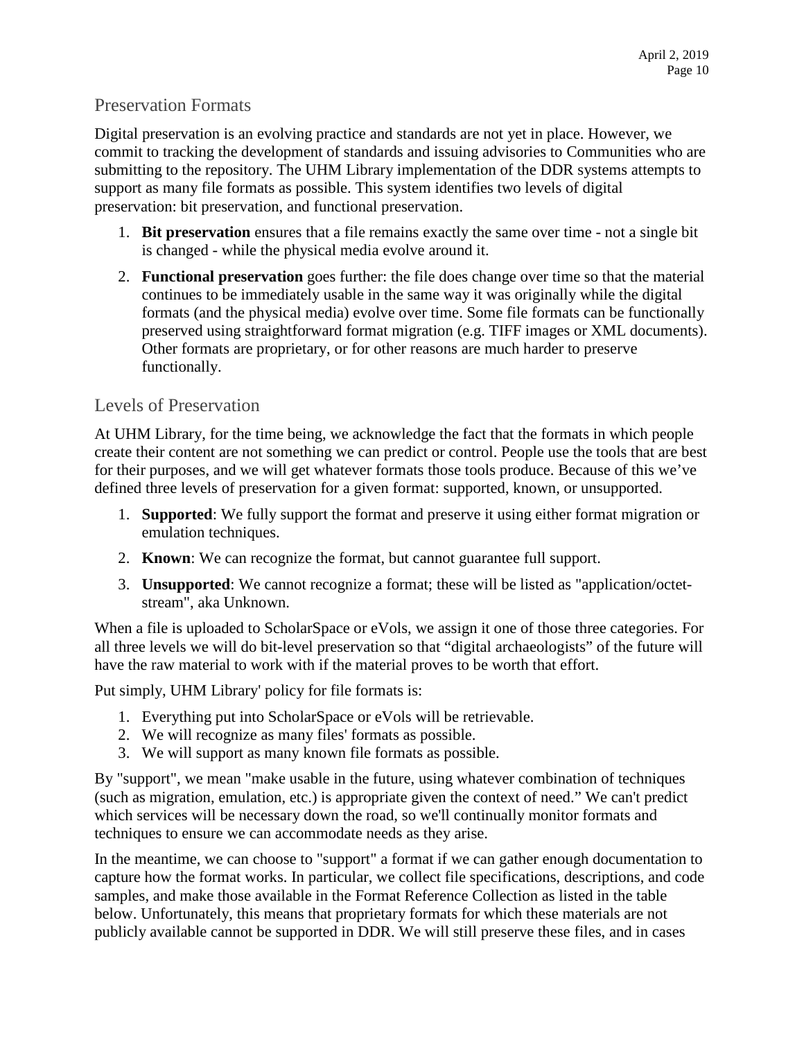## Preservation Formats

Digital preservation is an evolving practice and standards are not yet in place. However, we commit to tracking the development of standards and issuing advisories to Communities who are submitting to the repository. The UHM Library implementation of the DDR systems attempts to support as many file formats as possible. This system identifies two levels of digital preservation: bit preservation, and functional preservation.

1. **Bit preservation** ensures that a file remains exactly the same over time - not a single bit is changed - while the physical media evolve around it.
2. **Functional preservation** goes further: the file does change over time so that the material continues to be immediately usable in the same way it was originally while the digital formats (and the physical media) evolve over time. Some file formats can be functionally preserved using straightforward format migration (e.g. TIFF images or XML documents). Other formats are proprietary, or for other reasons are much harder to preserve functionally.

## Levels of Preservation

At UHM Library, for the time being, we acknowledge the fact that the formats in which people create their content are not something we can predict or control. People use the tools that are best for their purposes, and we will get whatever formats those tools produce. Because of this we've defined three levels of preservation for a given format: supported, known, or unsupported.

1. **Supported**: We fully support the format and preserve it using either format migration or emulation techniques.
2. **Known**: We can recognize the format, but cannot guarantee full support.
3. **Unsupported**: We cannot recognize a format; these will be listed as "application/octet-stream", aka Unknown.

When a file is uploaded to ScholarSpace or eVols, we assign it one of those three categories. For all three levels we will do bit-level preservation so that "digital archaeologists" of the future will have the raw material to work with if the material proves to be worth that effort.

Put simply, UHM Library' policy for file formats is:

1. Everything put into ScholarSpace or eVols will be retrievable.
2. We will recognize as many files' formats as possible.
3. We will support as many known file formats as possible.

By "support", we mean "make usable in the future, using whatever combination of techniques (such as migration, emulation, etc.) is appropriate given the context of need." We can't predict which services will be necessary down the road, so we'll continually monitor formats and techniques to ensure we can accommodate needs as they arise.

In the meantime, we can choose to "support" a format if we can gather enough documentation to capture how the format works. In particular, we collect file specifications, descriptions, and code samples, and make those available in the Format Reference Collection as listed in the table below. Unfortunately, this means that proprietary formats for which these materials are not publicly available cannot be supported in DDR. We will still preserve these files, and in cases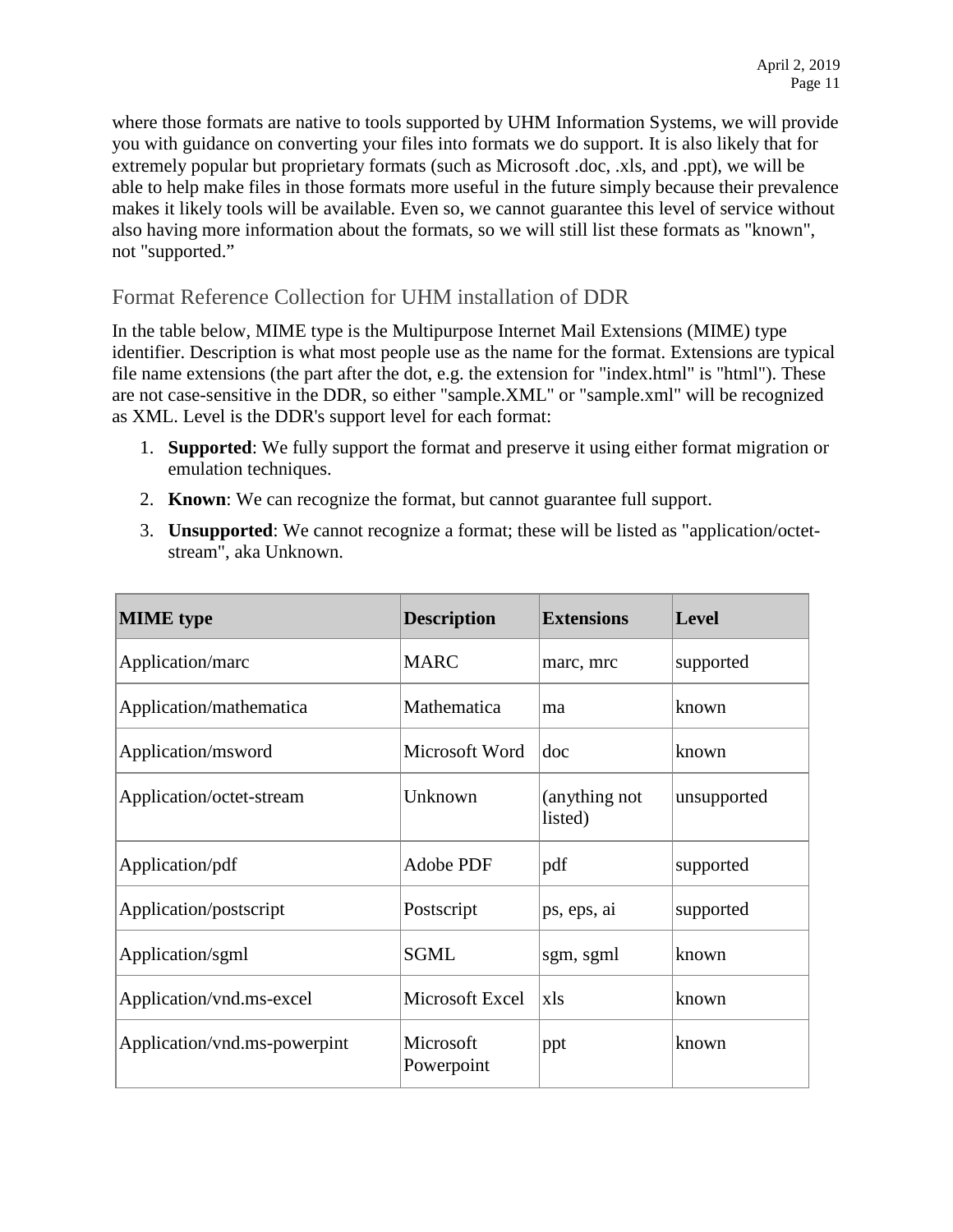where those formats are native to tools supported by UHM Information Systems, we will provide you with guidance on converting your files into formats we do support. It is also likely that for extremely popular but proprietary formats (such as Microsoft .doc, .xls, and .ppt), we will be able to help make files in those formats more useful in the future simply because their prevalence makes it likely tools will be available. Even so, we cannot guarantee this level of service without also having more information about the formats, so we will still list these formats as "known", not "supported."

## Format Reference Collection for UHM installation of DDR

In the table below, MIME type is the Multipurpose Internet Mail Extensions (MIME) type identifier. Description is what most people use as the name for the format. Extensions are typical file name extensions (the part after the dot, e.g. the extension for "index.html" is "html"). These are not case-sensitive in the DDR, so either "sample.XML" or "sample.xml" will be recognized as XML. Level is the DDR's support level for each format:

1. **Supported**: We fully support the format and preserve it using either format migration or emulation techniques.
2. **Known**: We can recognize the format, but cannot guarantee full support.
3. **Unsupported**: We cannot recognize a format; these will be listed as "application/octet-stream", aka Unknown.

| MIME type | Description | Extensions | Level |
|---|---|---|---|
| Application/marc | MARC | marc, mrc | supported |
| Application/mathematica | Mathematica | ma | known |
| Application/msword | Microsoft Word | doc | known |
| Application/octet-stream | Unknown | (anything not listed) | unsupported |
| Application/pdf | Adobe PDF | pdf | supported |
| Application/postscript | Postscript | ps, eps, ai | supported |
| Application/sgml | SGML | sgm, sgml | known |
| Application/vnd.ms-excel | Microsoft Excel | xls | known |
| Application/vnd.ms-powerpint | Microsoft Powerpoint | ppt | known |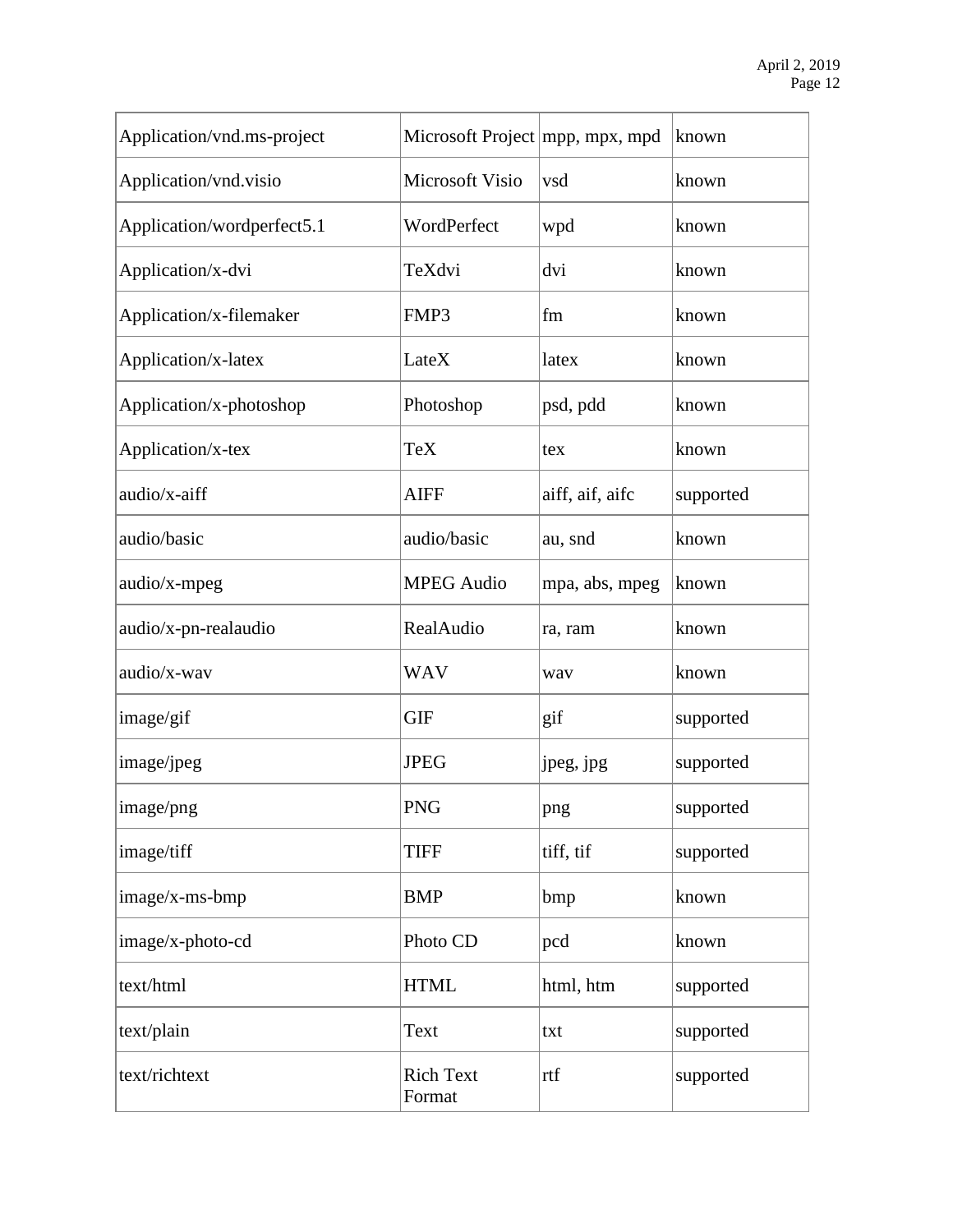| Application/vnd.ms-project | Microsoft Project | mpp, mpx, mpd | known |
|---|---|---|---|
| Application/vnd.visio | Microsoft Visio | vsd | known |
| Application/wordperfect5.1 | WordPerfect | wpd | known |
| Application/x-dvi | TeXdvi | dvi | known |
| Application/x-filemaker | FMP3 | fm | known |
| Application/x-latex | LateX | latex | known |
| Application/x-photoshop | Photoshop | psd, pdd | known |
| Application/x-tex | TeX | tex | known |
| audio/x-aiff | AIFF | aiff, aif, aifc | supported |
| audio/basic | audio/basic | au, snd | known |
| audio/x-mpeg | MPEG Audio | mpa, abs, mpeg | known |
| audio/x-pn-realaudio | RealAudio | ra, ram | known |
| audio/x-wav | WAV | wav | known |
| image/gif | GIF | gif | supported |
| image/jpeg | JPEG | jpeg, jpg | supported |
| image/png | PNG | png | supported |
| image/tiff | TIFF | tiff, tif | supported |
| image/x-ms-bmp | BMP | bmp | known |
| image/x-photo-cd | Photo CD | pcd | known |
| text/html | HTML | html, htm | supported |
| text/plain | Text | txt | supported |
| text/richtext | Rich Text Format | rtf | supported |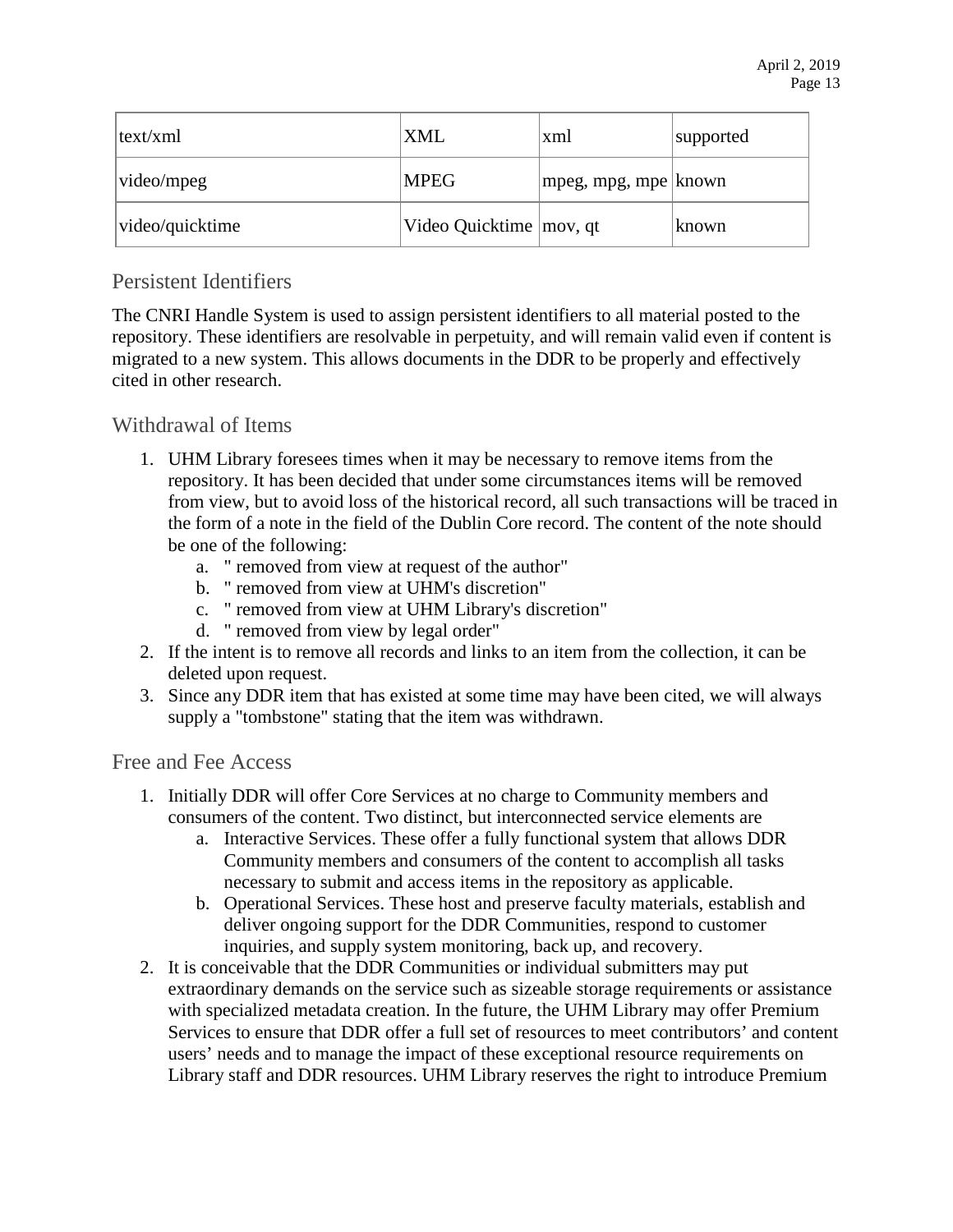| text/xml | XML | xml | supported |
|---|---|---|---|
| video/mpeg | MPEG | mpeg, mpg, mpe | known |
| video/quicktime | Video Quicktime | mov, qt | known |

## Persistent Identifiers

The CNRI Handle System is used to assign persistent identifiers to all material posted to the repository. These identifiers are resolvable in perpetuity, and will remain valid even if content is migrated to a new system. This allows documents in the DDR to be properly and effectively cited in other research.

## Withdrawal of Items

1. UHM Library foresees times when it may be necessary to remove items from the repository. It has been decided that under some circumstances items will be removed from view, but to avoid loss of the historical record, all such transactions will be traced in the form of a note in the field of the Dublin Core record. The content of the note should be one of the following:
   a. " removed from view at request of the author"
   b. " removed from view at UHM's discretion"
   c. " removed from view at UHM Library's discretion"
   d. " removed from view by legal order"
2. If the intent is to remove all records and links to an item from the collection, it can be deleted upon request.
3. Since any DDR item that has existed at some time may have been cited, we will always supply a "tombstone" stating that the item was withdrawn.

## Free and Fee Access

1. Initially DDR will offer Core Services at no charge to Community members and consumers of the content. Two distinct, but interconnected service elements are
   a. Interactive Services. These offer a fully functional system that allows DDR Community members and consumers of the content to accomplish all tasks necessary to submit and access items in the repository as applicable.
   b. Operational Services. These host and preserve faculty materials, establish and deliver ongoing support for the DDR Communities, respond to customer inquiries, and supply system monitoring, back up, and recovery.
2. It is conceivable that the DDR Communities or individual submitters may put extraordinary demands on the service such as sizeable storage requirements or assistance with specialized metadata creation. In the future, the UHM Library may offer Premium Services to ensure that DDR offer a full set of resources to meet contributors' and content users' needs and to manage the impact of these exceptional resource requirements on Library staff and DDR resources. UHM Library reserves the right to introduce Premium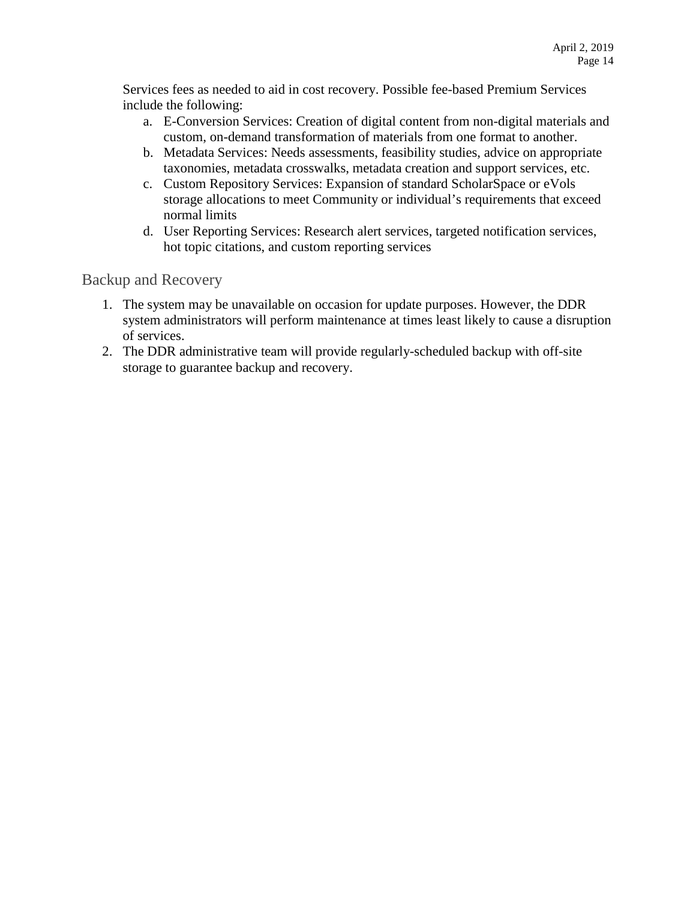Services fees as needed to aid in cost recovery. Possible fee-based Premium Services include the following:

a. E-Conversion Services: Creation of digital content from non-digital materials and custom, on-demand transformation of materials from one format to another.
b. Metadata Services: Needs assessments, feasibility studies, advice on appropriate taxonomies, metadata crosswalks, metadata creation and support services, etc.
c. Custom Repository Services: Expansion of standard ScholarSpace or eVols storage allocations to meet Community or individual's requirements that exceed normal limits
d. User Reporting Services: Research alert services, targeted notification services, hot topic citations, and custom reporting services

## Backup and Recovery

1. The system may be unavailable on occasion for update purposes. However, the DDR system administrators will perform maintenance at times least likely to cause a disruption of services.
2. The DDR administrative team will provide regularly-scheduled backup with off-site storage to guarantee backup and recovery.